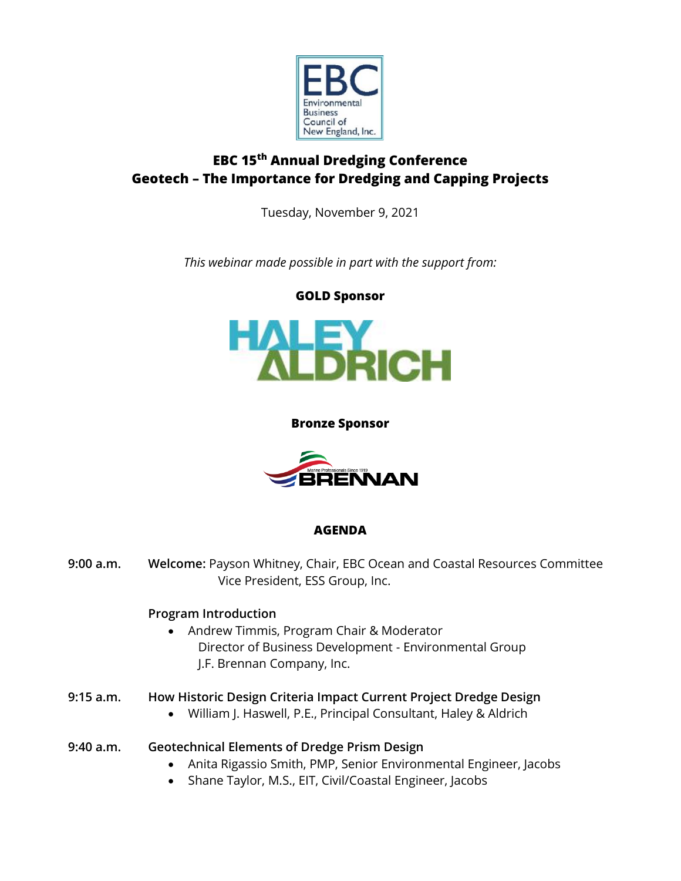# EBC 15th Annual Dredging Conference
# Geotech – The Importance for Dredging and Capping Projects

Tuesday, November 9, 2021

*This webinar made possible in part with the support from:*

**GOLD Sponsor**

HALEY ALDRICH

**Bronze Sponsor**

Marine Professionals Since 1919 BRENNAN

## AGENDA

**9:00 a.m.** **Welcome:** Payson Whitney, Chair, EBC Ocean and Coastal Resources Committee
Vice President, ESS Group, Inc.

**Program Introduction**

- Andrew Timmis, Program Chair & Moderator
  Director of Business Development - Environmental Group
  J.F. Brennan Company, Inc.

**9:15 a.m.** **How Historic Design Criteria Impact Current Project Dredge Design**

- William J. Haswell, P.E., Principal Consultant, Haley & Aldrich

**9:40 a.m.** **Geotechnical Elements of Dredge Prism Design**

- Anita Rigassio Smith, PMP, Senior Environmental Engineer, Jacobs
- Shane Taylor, M.S., EIT, Civil/Coastal Engineer, Jacobs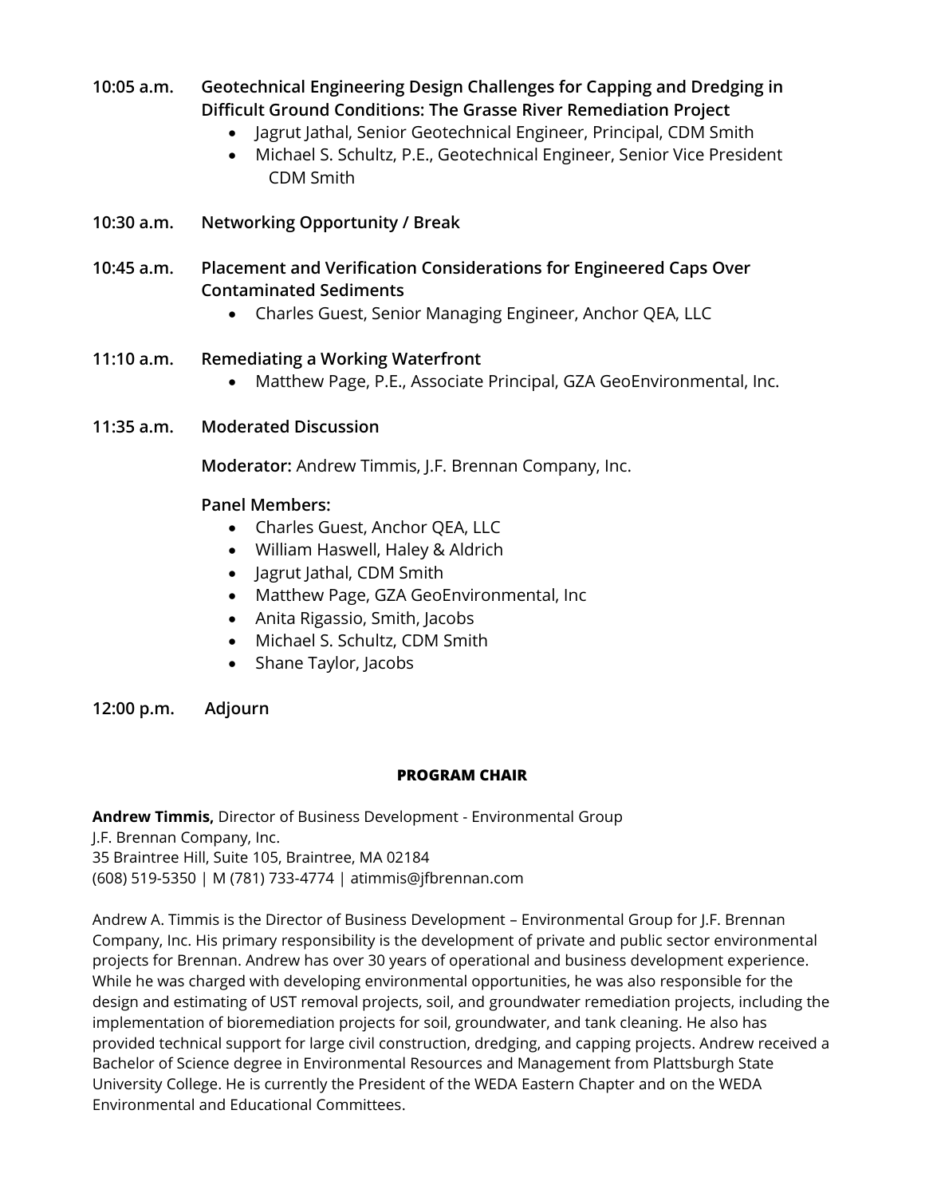**10:05 a.m.** **Geotechnical Engineering Design Challenges for Capping and Dredging in Difficult Ground Conditions: The Grasse River Remediation Project**

- Jagrut Jathal, Senior Geotechnical Engineer, Principal, CDM Smith
- Michael S. Schultz, P.E., Geotechnical Engineer, Senior Vice President CDM Smith

**10:30 a.m.** **Networking Opportunity / Break**

**10:45 a.m.** **Placement and Verification Considerations for Engineered Caps Over Contaminated Sediments**

- Charles Guest, Senior Managing Engineer, Anchor QEA, LLC

**11:10 a.m.** **Remediating a Working Waterfront**

- Matthew Page, P.E., Associate Principal, GZA GeoEnvironmental, Inc.

**11:35 a.m.** **Moderated Discussion**

**Moderator:** Andrew Timmis, J.F. Brennan Company, Inc.

**Panel Members:**

- Charles Guest, Anchor QEA, LLC
- William Haswell, Haley & Aldrich
- Jagrut Jathal, CDM Smith
- Matthew Page, GZA GeoEnvironmental, Inc
- Anita Rigassio, Smith, Jacobs
- Michael S. Schultz, CDM Smith
- Shane Taylor, Jacobs

**12:00 p.m.** **Adjourn**

## PROGRAM CHAIR

**Andrew Timmis,** Director of Business Development - Environmental Group
J.F. Brennan Company, Inc.
35 Braintree Hill, Suite 105, Braintree, MA 02184
(608) 519-5350 | M (781) 733-4774 | atimmis@jfbrennan.com

Andrew A. Timmis is the Director of Business Development – Environmental Group for J.F. Brennan Company, Inc. His primary responsibility is the development of private and public sector environmental projects for Brennan. Andrew has over 30 years of operational and business development experience. While he was charged with developing environmental opportunities, he was also responsible for the design and estimating of UST removal projects, soil, and groundwater remediation projects, including the implementation of bioremediation projects for soil, groundwater, and tank cleaning. He also has provided technical support for large civil construction, dredging, and capping projects. Andrew received a Bachelor of Science degree in Environmental Resources and Management from Plattsburgh State University College. He is currently the President of the WEDA Eastern Chapter and on the WEDA Environmental and Educational Committees.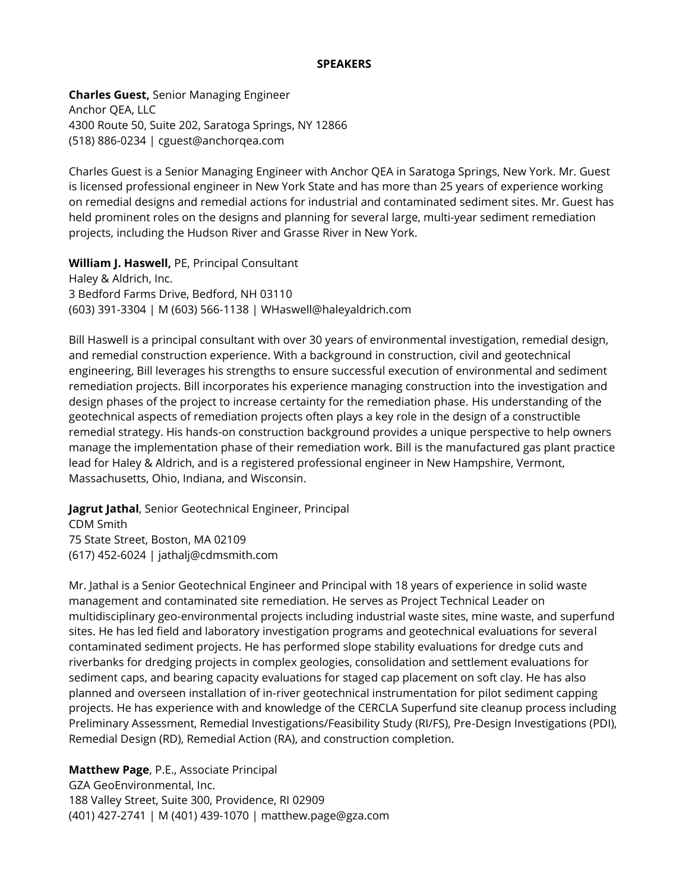**SPEAKERS**

**Charles Guest,** Senior Managing Engineer  
Anchor QEA, LLC  
4300 Route 50, Suite 202, Saratoga Springs, NY 12866  
(518) 886-0234 | cguest@anchorqea.com

Charles Guest is a Senior Managing Engineer with Anchor QEA in Saratoga Springs, New York. Mr. Guest is licensed professional engineer in New York State and has more than 25 years of experience working on remedial designs and remedial actions for industrial and contaminated sediment sites. Mr. Guest has held prominent roles on the designs and planning for several large, multi-year sediment remediation projects, including the Hudson River and Grasse River in New York.

**William J. Haswell,** PE, Principal Consultant  
Haley & Aldrich, Inc.  
3 Bedford Farms Drive, Bedford, NH 03110  
(603) 391-3304 | M (603) 566-1138 | WHaswell@haleyaldrich.com

Bill Haswell is a principal consultant with over 30 years of environmental investigation, remedial design, and remedial construction experience. With a background in construction, civil and geotechnical engineering, Bill leverages his strengths to ensure successful execution of environmental and sediment remediation projects. Bill incorporates his experience managing construction into the investigation and design phases of the project to increase certainty for the remediation phase. His understanding of the geotechnical aspects of remediation projects often plays a key role in the design of a constructible remedial strategy. His hands-on construction background provides a unique perspective to help owners manage the implementation phase of their remediation work. Bill is the manufactured gas plant practice lead for Haley & Aldrich, and is a registered professional engineer in New Hampshire, Vermont, Massachusetts, Ohio, Indiana, and Wisconsin.

**Jagrut Jathal**, Senior Geotechnical Engineer, Principal  
CDM Smith  
75 State Street, Boston, MA 02109  
(617) 452-6024 | jathalj@cdmsmith.com

Mr. Jathal is a Senior Geotechnical Engineer and Principal with 18 years of experience in solid waste management and contaminated site remediation. He serves as Project Technical Leader on multidisciplinary geo-environmental projects including industrial waste sites, mine waste, and superfund sites. He has led field and laboratory investigation programs and geotechnical evaluations for several contaminated sediment projects. He has performed slope stability evaluations for dredge cuts and riverbanks for dredging projects in complex geologies, consolidation and settlement evaluations for sediment caps, and bearing capacity evaluations for staged cap placement on soft clay. He has also planned and overseen installation of in-river geotechnical instrumentation for pilot sediment capping projects. He has experience with and knowledge of the CERCLA Superfund site cleanup process including Preliminary Assessment, Remedial Investigations/Feasibility Study (RI/FS), Pre-Design Investigations (PDI), Remedial Design (RD), Remedial Action (RA), and construction completion.

**Matthew Page**, P.E., Associate Principal  
GZA GeoEnvironmental, Inc.  
188 Valley Street, Suite 300, Providence, RI 02909  
(401) 427-2741 | M (401) 439-1070 | matthew.page@gza.com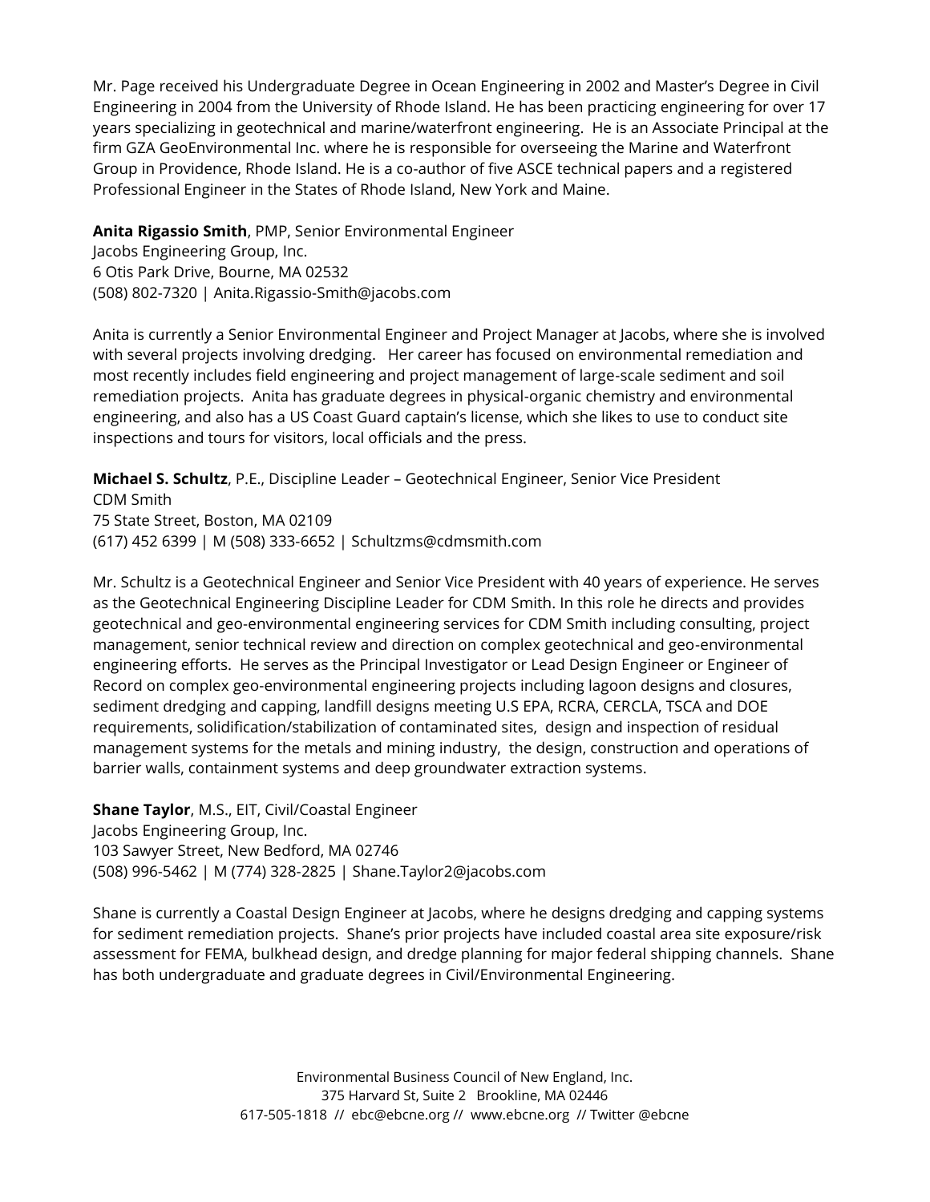Mr. Page received his Undergraduate Degree in Ocean Engineering in 2002 and Master's Degree in Civil Engineering in 2004 from the University of Rhode Island. He has been practicing engineering for over 17 years specializing in geotechnical and marine/waterfront engineering. He is an Associate Principal at the firm GZA GeoEnvironmental Inc. where he is responsible for overseeing the Marine and Waterfront Group in Providence, Rhode Island. He is a co-author of five ASCE technical papers and a registered Professional Engineer in the States of Rhode Island, New York and Maine.

**Anita Rigassio Smith**, PMP, Senior Environmental Engineer
Jacobs Engineering Group, Inc.
6 Otis Park Drive, Bourne, MA 02532
(508) 802-7320 | Anita.Rigassio-Smith@jacobs.com

Anita is currently a Senior Environmental Engineer and Project Manager at Jacobs, where she is involved with several projects involving dredging. Her career has focused on environmental remediation and most recently includes field engineering and project management of large-scale sediment and soil remediation projects. Anita has graduate degrees in physical-organic chemistry and environmental engineering, and also has a US Coast Guard captain's license, which she likes to use to conduct site inspections and tours for visitors, local officials and the press.

**Michael S. Schultz**, P.E., Discipline Leader – Geotechnical Engineer, Senior Vice President
CDM Smith
75 State Street, Boston, MA 02109
(617) 452 6399 | M (508) 333-6652 | Schultzms@cdmsmith.com

Mr. Schultz is a Geotechnical Engineer and Senior Vice President with 40 years of experience. He serves as the Geotechnical Engineering Discipline Leader for CDM Smith. In this role he directs and provides geotechnical and geo-environmental engineering services for CDM Smith including consulting, project management, senior technical review and direction on complex geotechnical and geo-environmental engineering efforts. He serves as the Principal Investigator or Lead Design Engineer or Engineer of Record on complex geo-environmental engineering projects including lagoon designs and closures, sediment dredging and capping, landfill designs meeting U.S EPA, RCRA, CERCLA, TSCA and DOE requirements, solidification/stabilization of contaminated sites, design and inspection of residual management systems for the metals and mining industry, the design, construction and operations of barrier walls, containment systems and deep groundwater extraction systems.

**Shane Taylor**, M.S., EIT, Civil/Coastal Engineer
Jacobs Engineering Group, Inc.
103 Sawyer Street, New Bedford, MA 02746
(508) 996-5462 | M (774) 328-2825 | Shane.Taylor2@jacobs.com

Shane is currently a Coastal Design Engineer at Jacobs, where he designs dredging and capping systems for sediment remediation projects. Shane's prior projects have included coastal area site exposure/risk assessment for FEMA, bulkhead design, and dredge planning for major federal shipping channels. Shane has both undergraduate and graduate degrees in Civil/Environmental Engineering.